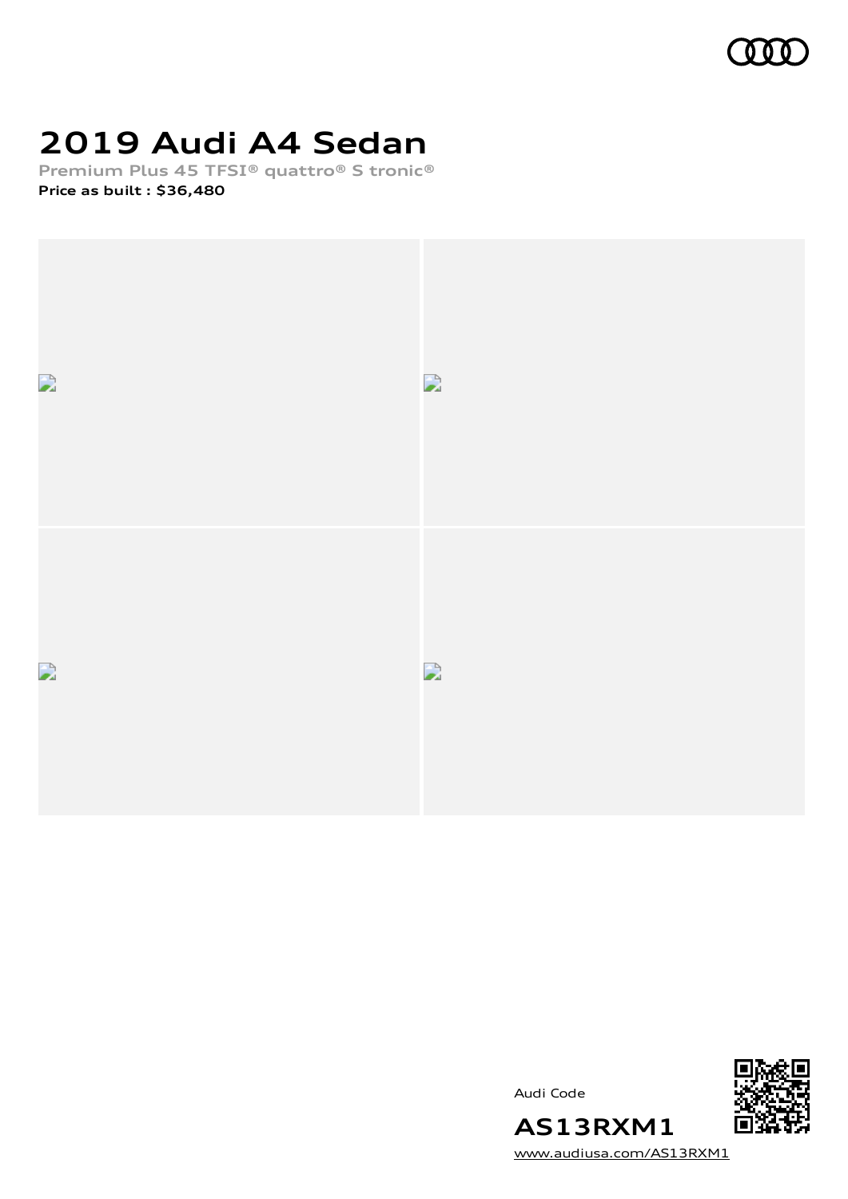# 2019 Audi A4 Sedan

Premium Plus 45 TFSI® quattro® S tronic®

**Price as built : $36,480**

Audi Code

## AS13RXM1

www.audiusa.com/AS13RXM1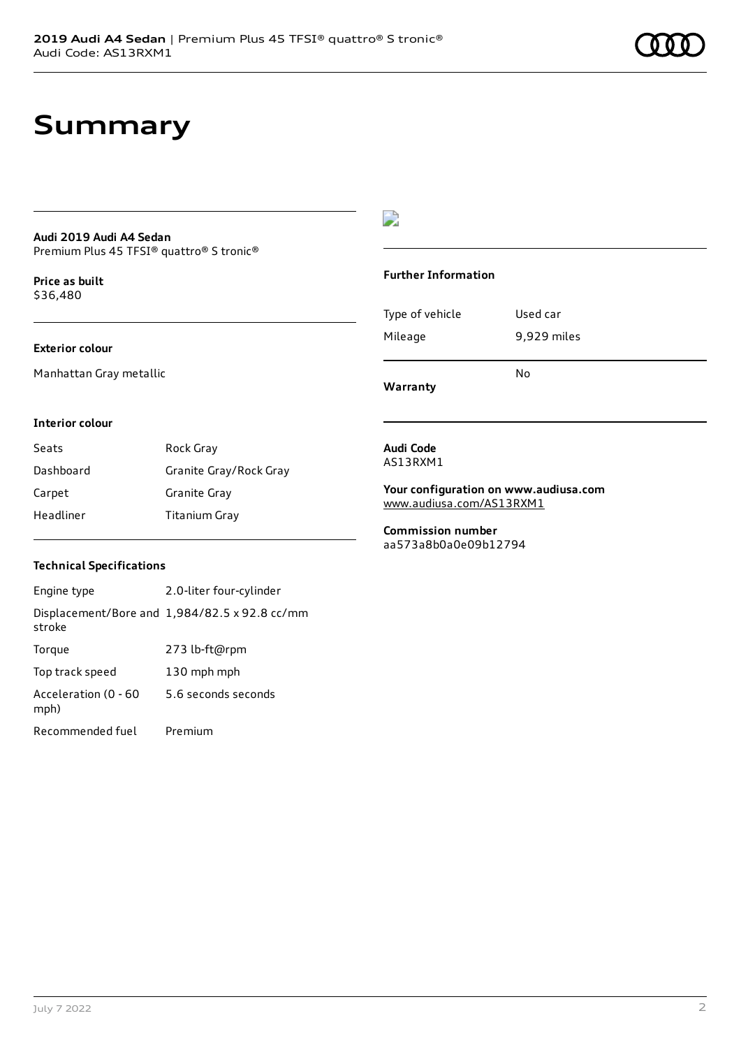# Summary

**Audi 2019 Audi A4 Sedan**
Premium Plus 45 TFSI® quattro® S tronic®

**Price as built**
$36,480

### Exterior colour

Manhattan Gray metallic

### Interior colour

| | |
|---|---|
| Seats | Rock Gray |
| Dashboard | Granite Gray/Rock Gray |
| Carpet | Granite Gray |
| Headliner | Titanium Gray |

### Technical Specifications

| | |
|---|---|
| Engine type | 2.0-liter four-cylinder |
| Displacement/Bore and stroke | 1,984/82.5 x 92.8 cc/mm |
| Torque | 273 lb-ft@rpm |
| Top track speed | 130 mph mph |
| Acceleration (0 - 60 mph) | 5.6 seconds seconds |
| Recommended fuel | Premium |

### Further Information

| | |
|---|---|
| Type of vehicle | Used car |
| Mileage | 9,929 miles |
| Warranty | No |

**Audi Code**
AS13RXM1

**Your configuration on www.audiusa.com**
www.audiusa.com/AS13RXM1

**Commission number**
aa573a8b0a0e09b12794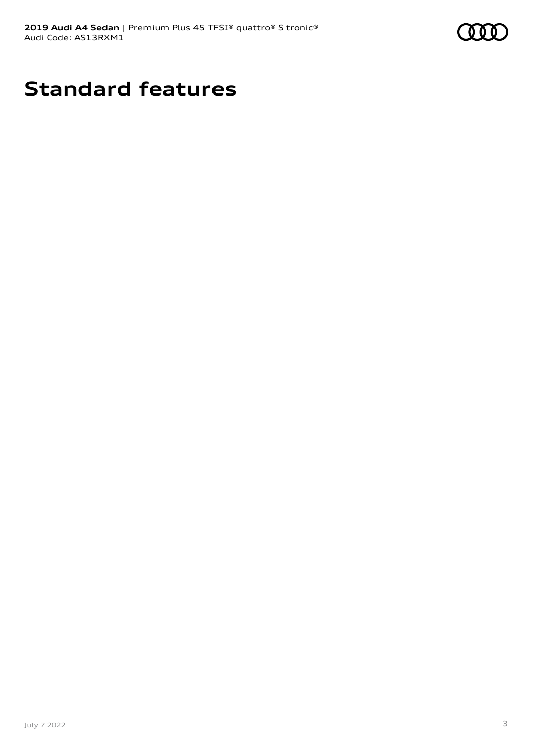# Standard features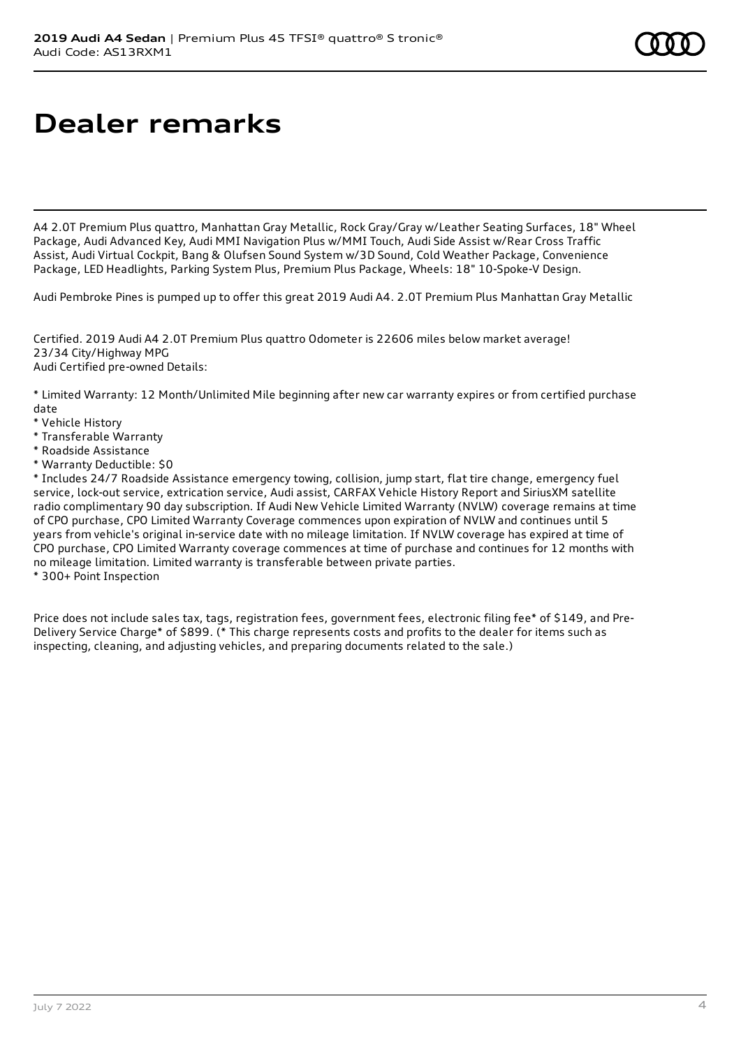# Dealer remarks

A4 2.0T Premium Plus quattro, Manhattan Gray Metallic, Rock Gray/Gray w/Leather Seating Surfaces, 18" Wheel Package, Audi Advanced Key, Audi MMI Navigation Plus w/MMI Touch, Audi Side Assist w/Rear Cross Traffic Assist, Audi Virtual Cockpit, Bang & Olufsen Sound System w/3D Sound, Cold Weather Package, Convenience Package, LED Headlights, Parking System Plus, Premium Plus Package, Wheels: 18" 10-Spoke-V Design.

Audi Pembroke Pines is pumped up to offer this great 2019 Audi A4. 2.0T Premium Plus Manhattan Gray Metallic

Certified. 2019 Audi A4 2.0T Premium Plus quattro Odometer is 22606 miles below market average!
23/34 City/Highway MPG
Audi Certified pre-owned Details:

* Limited Warranty: 12 Month/Unlimited Mile beginning after new car warranty expires or from certified purchase date
* Vehicle History
* Transferable Warranty
* Roadside Assistance
* Warranty Deductible: $0
* Includes 24/7 Roadside Assistance emergency towing, collision, jump start, flat tire change, emergency fuel service, lock-out service, extrication service, Audi assist, CARFAX Vehicle History Report and SiriusXM satellite radio complimentary 90 day subscription. If Audi New Vehicle Limited Warranty (NVLW) coverage remains at time of CPO purchase, CPO Limited Warranty Coverage commences upon expiration of NVLW and continues until 5 years from vehicle's original in-service date with no mileage limitation. If NVLW coverage has expired at time of CPO purchase, CPO Limited Warranty coverage commences at time of purchase and continues for 12 months with no mileage limitation. Limited warranty is transferable between private parties.
* 300+ Point Inspection

Price does not include sales tax, tags, registration fees, government fees, electronic filing fee* of $149, and Pre-Delivery Service Charge* of $899. (* This charge represents costs and profits to the dealer for items such as inspecting, cleaning, and adjusting vehicles, and preparing documents related to the sale.)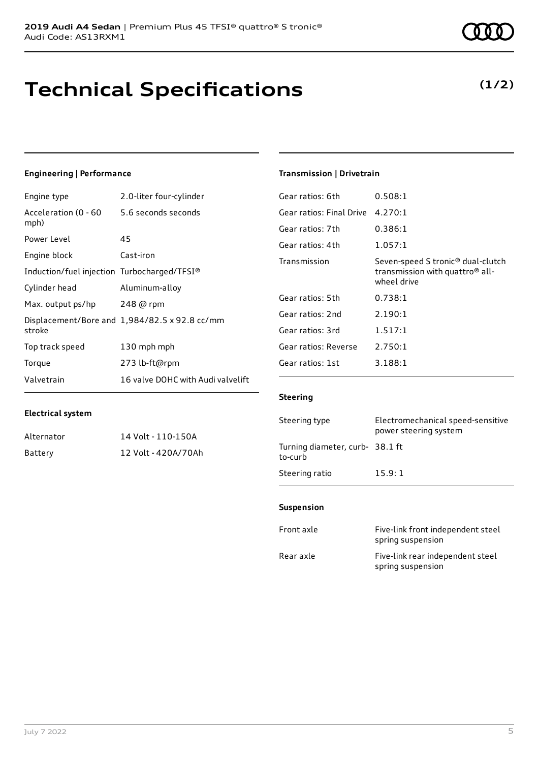**2019 Audi A4 Sedan** | Premium Plus 45 TFSI® quattro® S tronic®
Audi Code: AS13RXM1

# Technical Specifications

**(1/2)**

### Engineering | Performance

| | |
|---|---|
| Engine type | 2.0-liter four-cylinder |
| Acceleration (0 - 60 mph) | 5.6 seconds seconds |
| Power Level | 45 |
| Engine block | Cast-iron |
| Induction/fuel injection | Turbocharged/TFSI® |
| Cylinder head | Aluminum-alloy |
| Max. output ps/hp | 248 @ rpm |
| Displacement/Bore and stroke | 1,984/82.5 x 92.8 cc/mm |
| Top track speed | 130 mph mph |
| Torque | 273 lb-ft@rpm |
| Valvetrain | 16 valve DOHC with Audi valvelift |

### Electrical system

| | |
|---|---|
| Alternator | 14 Volt - 110-150A |
| Battery | 12 Volt - 420A/70Ah |

### Transmission | Drivetrain

| | |
|---|---|
| Gear ratios: 6th | 0.508:1 |
| Gear ratios: Final Drive | 4.270:1 |
| Gear ratios: 7th | 0.386:1 |
| Gear ratios: 4th | 1.057:1 |
| Transmission | Seven-speed S tronic® dual-clutch transmission with quattro® all-wheel drive |
| Gear ratios: 5th | 0.738:1 |
| Gear ratios: 2nd | 2.190:1 |
| Gear ratios: 3rd | 1.517:1 |
| Gear ratios: Reverse | 2.750:1 |
| Gear ratios: 1st | 3.188:1 |

### Steering

| | |
|---|---|
| Steering type | Electromechanical speed-sensitive power steering system |
| Turning diameter, curb-to-curb | 38.1 ft |
| Steering ratio | 15.9: 1 |

### Suspension

| | |
|---|---|
| Front axle | Five-link front independent steel spring suspension |
| Rear axle | Five-link rear independent steel spring suspension |

July 7 2022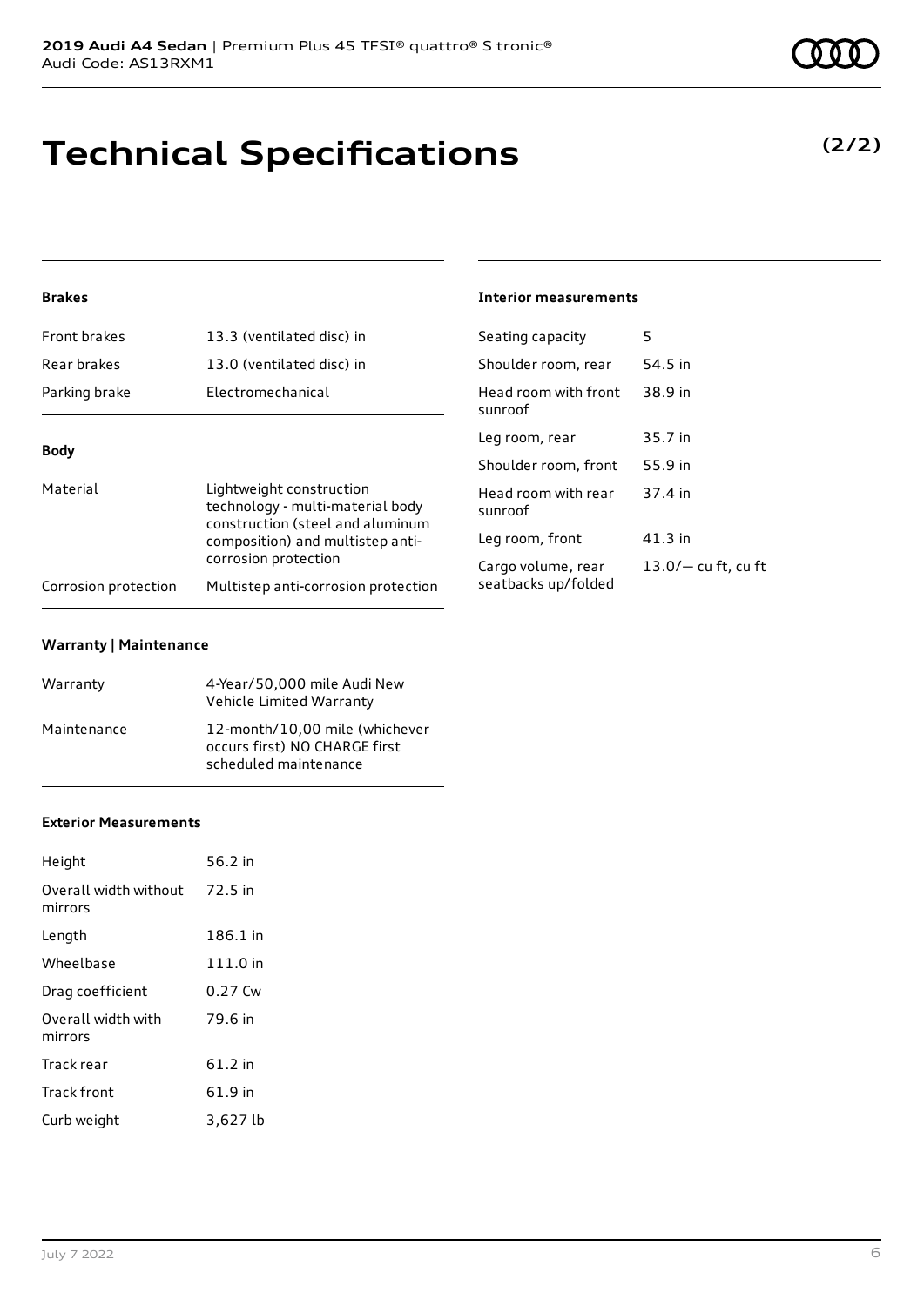# Technical Specifications

**(2/2)**

### Brakes

| | |
|---|---|
| Front brakes | 13.3 (ventilated disc) in |
| Rear brakes | 13.0 (ventilated disc) in |
| Parking brake | Electromechanical |

### Body

| | |
|---|---|
| Material | Lightweight construction technology - multi-material body construction (steel and aluminum composition) and multistep anti-corrosion protection |
| Corrosion protection | Multistep anti-corrosion protection |

### Warranty | Maintenance

| | |
|---|---|
| Warranty | 4-Year/50,000 mile Audi New Vehicle Limited Warranty |
| Maintenance | 12-month/10,00 mile (whichever occurs first) NO CHARGE first scheduled maintenance |

### Exterior Measurements

| | |
|---|---|
| Height | 56.2 in |
| Overall width without mirrors | 72.5 in |
| Length | 186.1 in |
| Wheelbase | 111.0 in |
| Drag coefficient | 0.27 Cw |
| Overall width with mirrors | 79.6 in |
| Track rear | 61.2 in |
| Track front | 61.9 in |
| Curb weight | 3,627 lb |

### Interior measurements

| | |
|---|---|
| Seating capacity | 5 |
| Shoulder room, rear | 54.5 in |
| Head room with front sunroof | 38.9 in |
| Leg room, rear | 35.7 in |
| Shoulder room, front | 55.9 in |
| Head room with rear sunroof | 37.4 in |
| Leg room, front | 41.3 in |
| Cargo volume, rear seatbacks up/folded | 13.0/— cu ft, cu ft |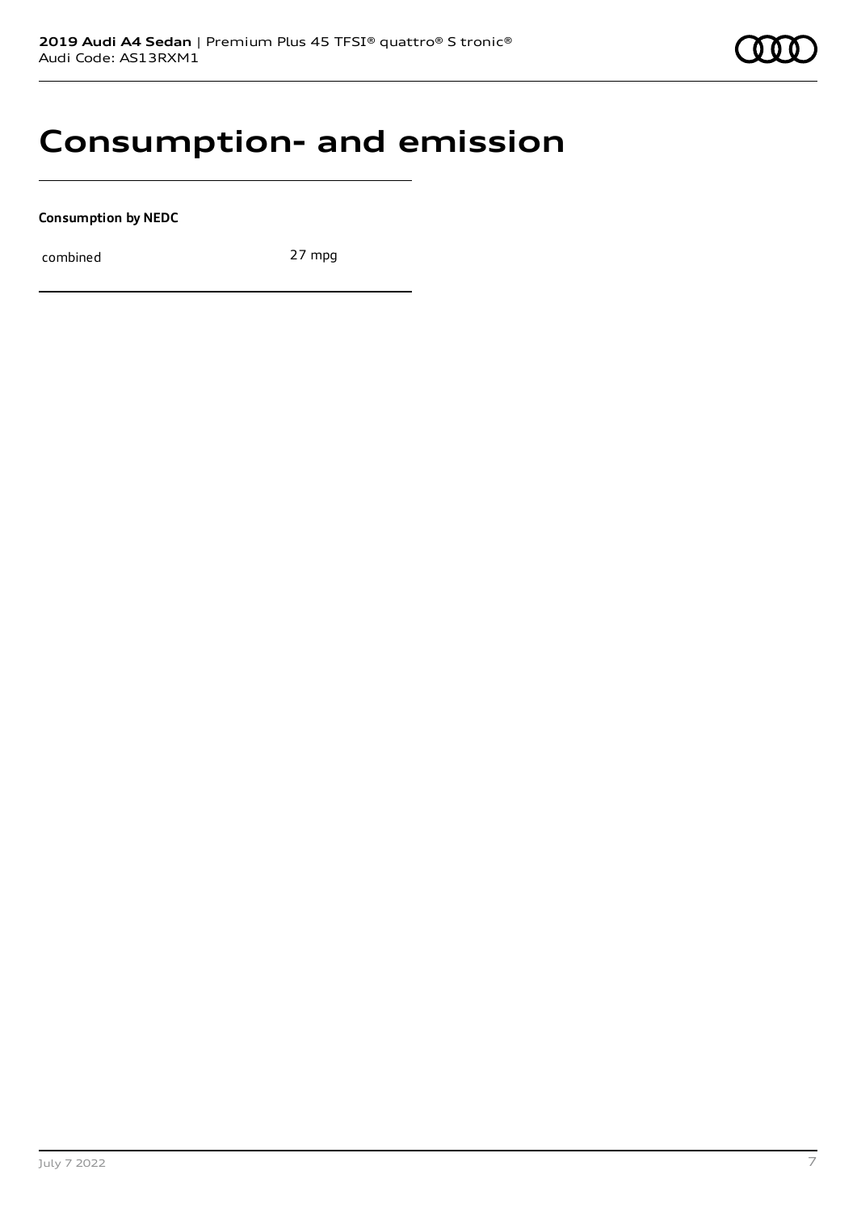# Consumption- and emission

**Consumption by NEDC**

| combined | 27 mpg |
| --- | --- |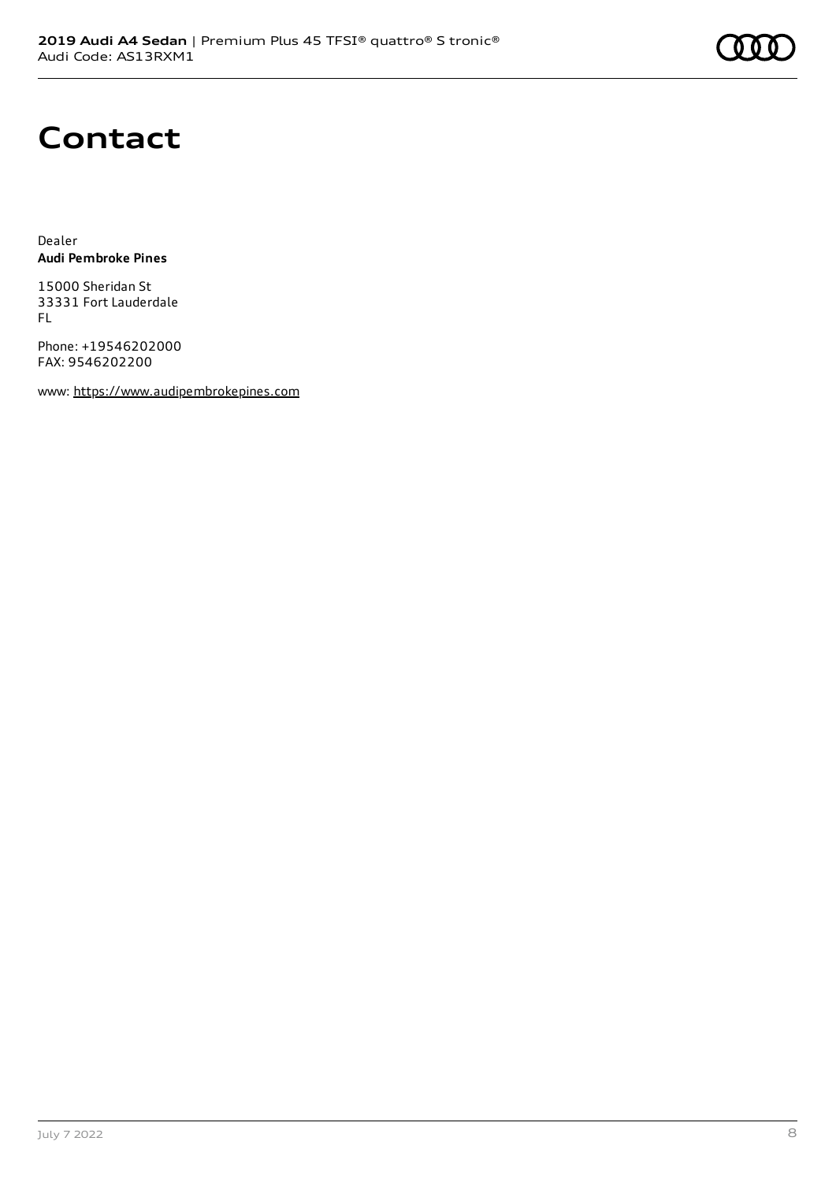# Contact

Dealer
**Audi Pembroke Pines**

15000 Sheridan St
33331 Fort Lauderdale
FL

Phone: +19546202000
FAX: 9546202200

www: https://www.audipembrokepines.com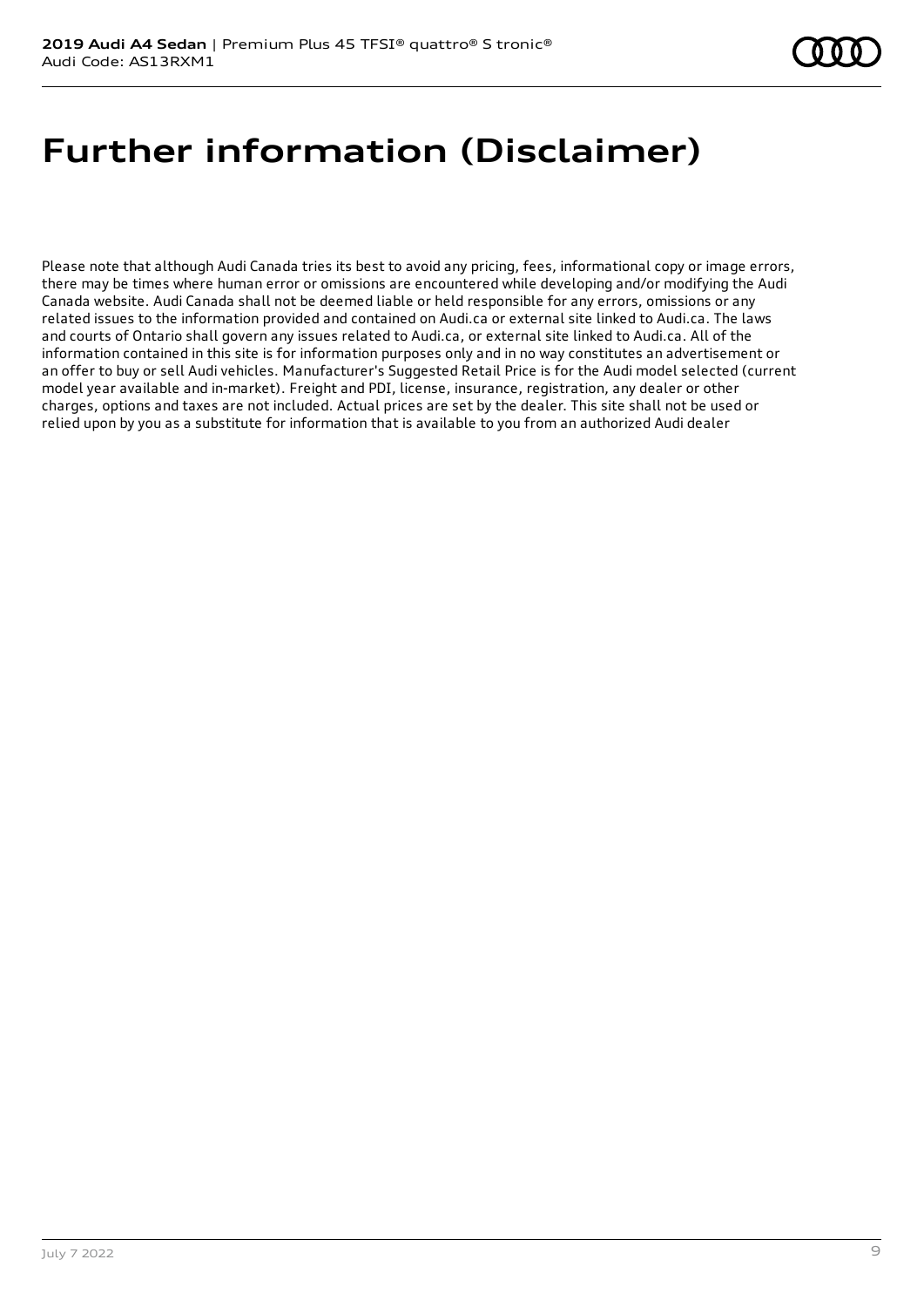# Further information (Disclaimer)

Please note that although Audi Canada tries its best to avoid any pricing, fees, informational copy or image errors, there may be times where human error or omissions are encountered while developing and/or modifying the Audi Canada website. Audi Canada shall not be deemed liable or held responsible for any errors, omissions or any related issues to the information provided and contained on Audi.ca or external site linked to Audi.ca. The laws and courts of Ontario shall govern any issues related to Audi.ca, or external site linked to Audi.ca. All of the information contained in this site is for information purposes only and in no way constitutes an advertisement or an offer to buy or sell Audi vehicles. Manufacturer's Suggested Retail Price is for the Audi model selected (current model year available and in-market). Freight and PDI, license, insurance, registration, any dealer or other charges, options and taxes are not included. Actual prices are set by the dealer. This site shall not be used or relied upon by you as a substitute for information that is available to you from an authorized Audi dealer